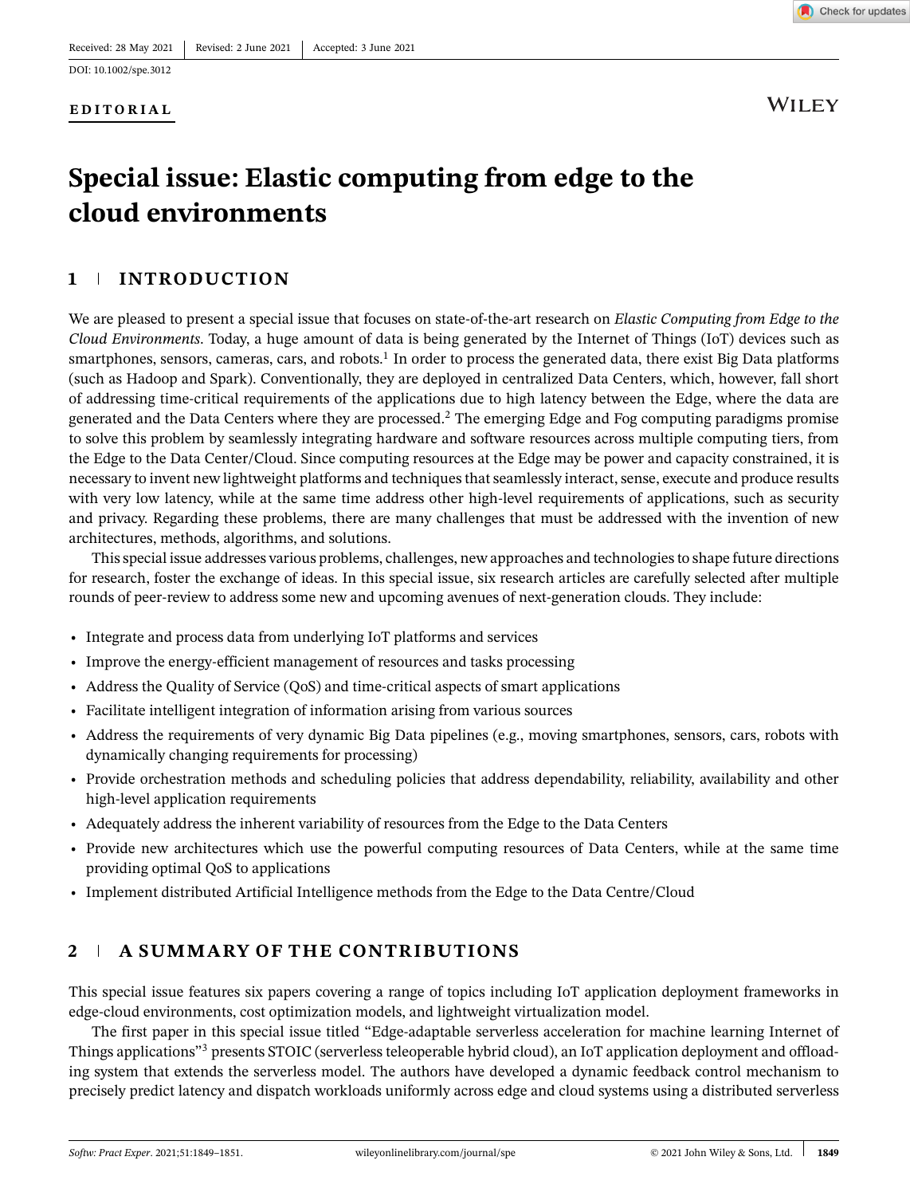Received: 28 May 2021 | Revised: 2 June 2021 | Accepted: 3 June 2021

DOI: 10.1002/spe.3012

**EDITORIAL**

# Special issue: Elastic computing from edge to the cloud environments

## 1 | INTRODUCTION

We are pleased to present a special issue that focuses on state-of-the-art research on *Elastic Computing from Edge to the Cloud Environments*. Today, a huge amount of data is being generated by the Internet of Things (IoT) devices such as smartphones, sensors, cameras, cars, and robots.[1] In order to process the generated data, there exist Big Data platforms (such as Hadoop and Spark). Conventionally, they are deployed in centralized Data Centers, which, however, fall short of addressing time-critical requirements of the applications due to high latency between the Edge, where the data are generated and the Data Centers where they are processed.[2] The emerging Edge and Fog computing paradigms promise to solve this problem by seamlessly integrating hardware and software resources across multiple computing tiers, from the Edge to the Data Center/Cloud. Since computing resources at the Edge may be power and capacity constrained, it is necessary to invent new lightweight platforms and techniques that seamlessly interact, sense, execute and produce results with very low latency, while at the same time address other high-level requirements of applications, such as security and privacy. Regarding these problems, there are many challenges that must be addressed with the invention of new architectures, methods, algorithms, and solutions.

This special issue addresses various problems, challenges, new approaches and technologies to shape future directions for research, foster the exchange of ideas. In this special issue, six research articles are carefully selected after multiple rounds of peer-review to address some new and upcoming avenues of next-generation clouds. They include:

- Integrate and process data from underlying IoT platforms and services
- Improve the energy-efficient management of resources and tasks processing
- Address the Quality of Service (QoS) and time-critical aspects of smart applications
- Facilitate intelligent integration of information arising from various sources
- Address the requirements of very dynamic Big Data pipelines (e.g., moving smartphones, sensors, cars, robots with dynamically changing requirements for processing)
- Provide orchestration methods and scheduling policies that address dependability, reliability, availability and other high-level application requirements
- Adequately address the inherent variability of resources from the Edge to the Data Centers
- Provide new architectures which use the powerful computing resources of Data Centers, while at the same time providing optimal QoS to applications
- Implement distributed Artificial Intelligence methods from the Edge to the Data Centre/Cloud

## 2 | A SUMMARY OF THE CONTRIBUTIONS

This special issue features six papers covering a range of topics including IoT application deployment frameworks in edge-cloud environments, cost optimization models, and lightweight virtualization model.

The first paper in this special issue titled "Edge-adaptable serverless acceleration for machine learning Internet of Things applications"[3] presents STOIC (serverless teleoperable hybrid cloud), an IoT application deployment and offloading system that extends the serverless model. The authors have developed a dynamic feedback control mechanism to precisely predict latency and dispatch workloads uniformly across edge and cloud systems using a distributed serverless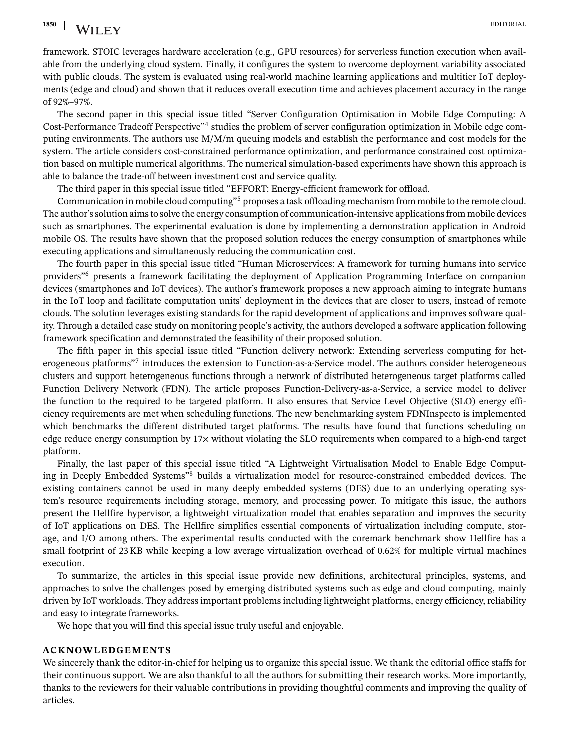framework. STOIC leverages hardware acceleration (e.g., GPU resources) for serverless function execution when available from the underlying cloud system. Finally, it configures the system to overcome deployment variability associated with public clouds. The system is evaluated using real-world machine learning applications and multitier IoT deployments (edge and cloud) and shown that it reduces overall execution time and achieves placement accuracy in the range of 92%–97%.

The second paper in this special issue titled "Server Configuration Optimisation in Mobile Edge Computing: A Cost-Performance Tradeoff Perspective"[4] studies the problem of server configuration optimization in Mobile edge computing environments. The authors use M/M/m queuing models and establish the performance and cost models for the system. The article considers cost-constrained performance optimization, and performance constrained cost optimization based on multiple numerical algorithms. The numerical simulation-based experiments have shown this approach is able to balance the trade-off between investment cost and service quality.

The third paper in this special issue titled "EFFORT: Energy-efficient framework for offload.

Communication in mobile cloud computing"[5] proposes a task offloading mechanism from mobile to the remote cloud. The author's solution aims to solve the energy consumption of communication-intensive applications from mobile devices such as smartphones. The experimental evaluation is done by implementing a demonstration application in Android mobile OS. The results have shown that the proposed solution reduces the energy consumption of smartphones while executing applications and simultaneously reducing the communication cost.

The fourth paper in this special issue titled "Human Microservices: A framework for turning humans into service providers"[6] presents a framework facilitating the deployment of Application Programming Interface on companion devices (smartphones and IoT devices). The author's framework proposes a new approach aiming to integrate humans in the IoT loop and facilitate computation units' deployment in the devices that are closer to users, instead of remote clouds. The solution leverages existing standards for the rapid development of applications and improves software quality. Through a detailed case study on monitoring people's activity, the authors developed a software application following framework specification and demonstrated the feasibility of their proposed solution.

The fifth paper in this special issue titled "Function delivery network: Extending serverless computing for heterogeneous platforms"[7] introduces the extension to Function-as-a-Service model. The authors consider heterogeneous clusters and support heterogeneous functions through a network of distributed heterogeneous target platforms called Function Delivery Network (FDN). The article proposes Function-Delivery-as-a-Service, a service model to deliver the function to the required to be targeted platform. It also ensures that Service Level Objective (SLO) energy efficiency requirements are met when scheduling functions. The new benchmarking system FDNInspecto is implemented which benchmarks the different distributed target platforms. The results have found that functions scheduling on edge reduce energy consumption by 17× without violating the SLO requirements when compared to a high-end target platform.

Finally, the last paper of this special issue titled "A Lightweight Virtualisation Model to Enable Edge Computing in Deeply Embedded Systems"[8] builds a virtualization model for resource-constrained embedded devices. The existing containers cannot be used in many deeply embedded systems (DES) due to an underlying operating system's resource requirements including storage, memory, and processing power. To mitigate this issue, the authors present the Hellfire hypervisor, a lightweight virtualization model that enables separation and improves the security of IoT applications on DES. The Hellfire simplifies essential components of virtualization including compute, storage, and I/O among others. The experimental results conducted with the coremark benchmark show Hellfire has a small footprint of 23 KB while keeping a low average virtualization overhead of 0.62% for multiple virtual machines execution.

To summarize, the articles in this special issue provide new definitions, architectural principles, systems, and approaches to solve the challenges posed by emerging distributed systems such as edge and cloud computing, mainly driven by IoT workloads. They address important problems including lightweight platforms, energy efficiency, reliability and easy to integrate frameworks.

We hope that you will find this special issue truly useful and enjoyable.

## ACKNOWLEDGEMENTS

We sincerely thank the editor-in-chief for helping us to organize this special issue. We thank the editorial office staffs for their continuous support. We are also thankful to all the authors for submitting their research works. More importantly, thanks to the reviewers for their valuable contributions in providing thoughtful comments and improving the quality of articles.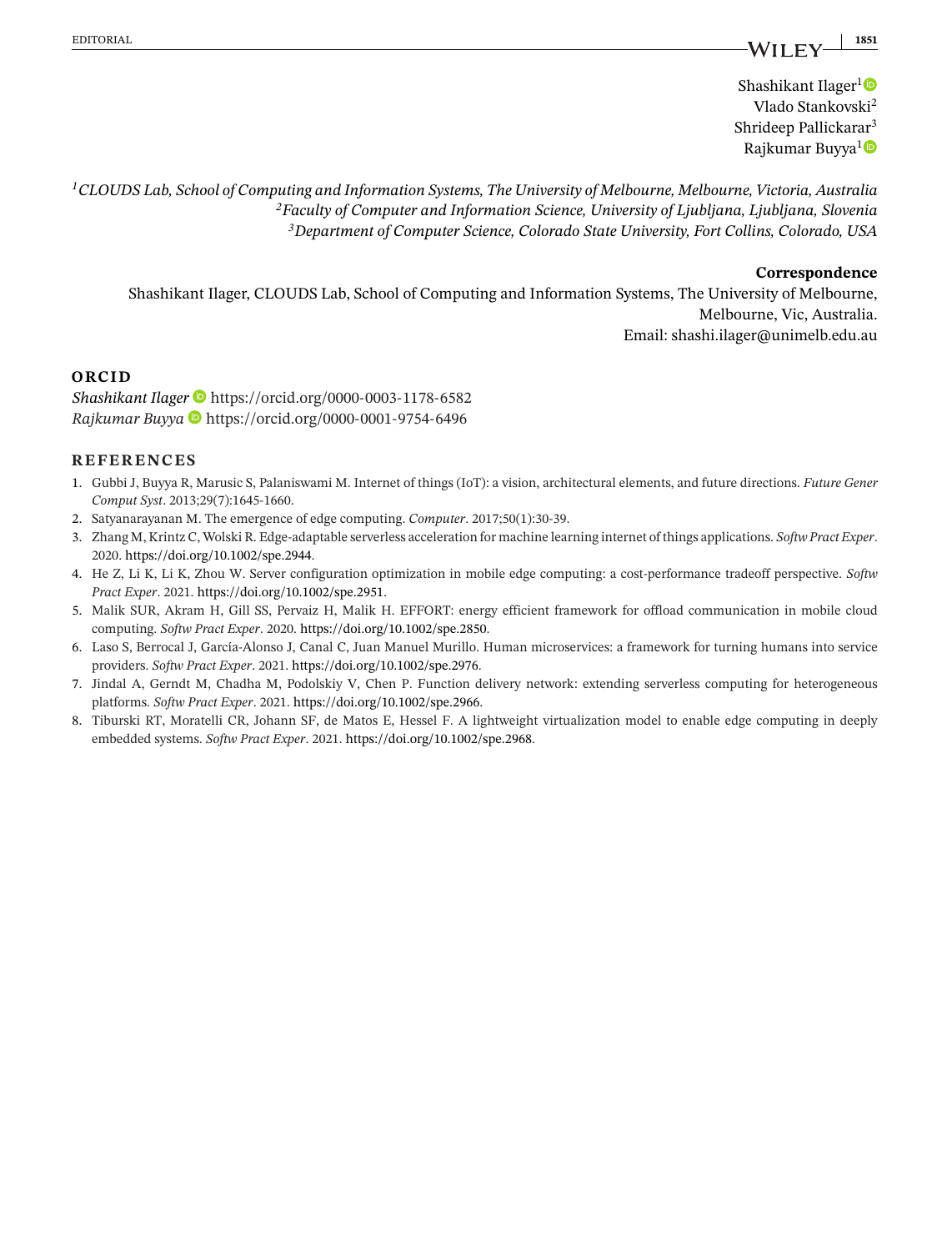Shashikant Ilager[1]
Vlado Stankovski[2]
Shrideep Pallickarar[3]
Rajkumar Buyya[1]

[1]*CLOUDS Lab, School of Computing and Information Systems, The University of Melbourne, Melbourne, Victoria, Australia*
[2]*Faculty of Computer and Information Science, University of Ljubljana, Ljubljana, Slovenia*
[3]*Department of Computer Science, Colorado State University, Fort Collins, Colorado, USA*

**Correspondence**

Shashikant Ilager, CLOUDS Lab, School of Computing and Information Systems, The University of Melbourne, Melbourne, Vic, Australia.
Email: shashi.ilager@unimelb.edu.au

## ORCID

*Shashikant Ilager* https://orcid.org/0000-0003-1178-6582
*Rajkumar Buyya* https://orcid.org/0000-0001-9754-6496

## REFERENCES

1. Gubbi J, Buyya R, Marusic S, Palaniswami M. Internet of things (IoT): a vision, architectural elements, and future directions. *Future Gener Comput Syst*. 2013;29(7):1645-1660.
2. Satyanarayanan M. The emergence of edge computing. *Computer*. 2017;50(1):30-39.
3. Zhang M, Krintz C, Wolski R. Edge-adaptable serverless acceleration for machine learning internet of things applications. *Softw Pract Exper*. 2020. https://doi.org/10.1002/spe.2944.
4. He Z, Li K, Li K, Zhou W. Server configuration optimization in mobile edge computing: a cost-performance tradeoff perspective. *Softw Pract Exper*. 2021. https://doi.org/10.1002/spe.2951.
5. Malik SUR, Akram H, Gill SS, Pervaiz H, Malik H. EFFORT: energy efficient framework for offload communication in mobile cloud computing. *Softw Pract Exper*. 2020. https://doi.org/10.1002/spe.2850.
6. Laso S, Berrocal J, García-Alonso J, Canal C, Juan Manuel Murillo. Human microservices: a framework for turning humans into service providers. *Softw Pract Exper*. 2021. https://doi.org/10.1002/spe.2976.
7. Jindal A, Gerndt M, Chadha M, Podolskiy V, Chen P. Function delivery network: extending serverless computing for heterogeneous platforms. *Softw Pract Exper*. 2021. https://doi.org/10.1002/spe.2966.
8. Tiburski RT, Moratelli CR, Johann SF, de Matos E, Hessel F. A lightweight virtualization model to enable edge computing in deeply embedded systems. *Softw Pract Exper*. 2021. https://doi.org/10.1002/spe.2968.